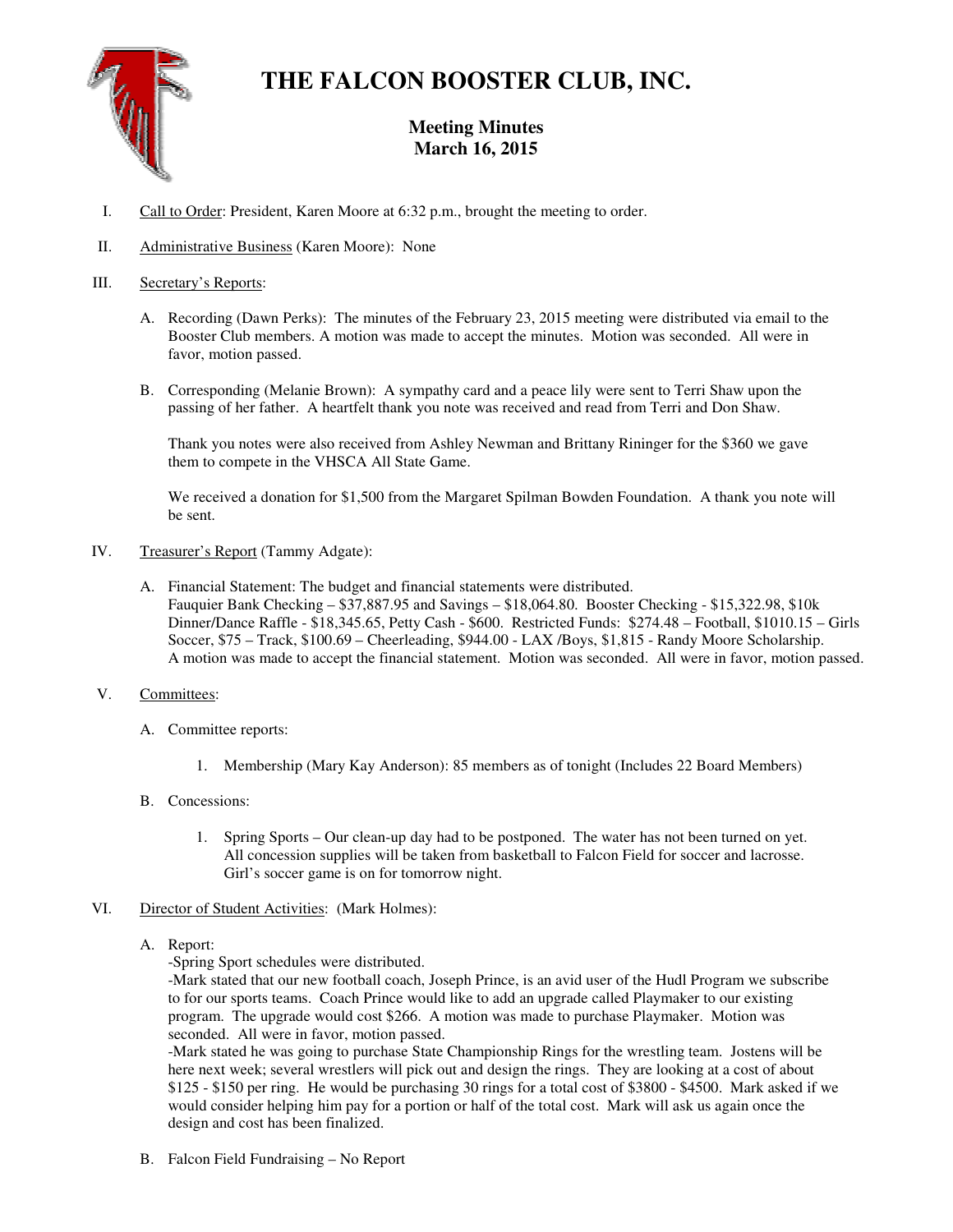# THE FALCON BOOSTER CLUB, INC.

## Meeting Minutes
## March 16, 2015

I. Call to Order: President, Karen Moore at 6:32 p.m., brought the meeting to order.

II. Administrative Business (Karen Moore): None

III. Secretary's Reports:

A. Recording (Dawn Perks): The minutes of the February 23, 2015 meeting were distributed via email to the Booster Club members. A motion was made to accept the minutes. Motion was seconded. All were in favor, motion passed.

B. Corresponding (Melanie Brown): A sympathy card and a peace lily were sent to Terri Shaw upon the passing of her father. A heartfelt thank you note was received and read from Terri and Don Shaw.

Thank you notes were also received from Ashley Newman and Brittany Rininger for the $360 we gave them to compete in the VHSCA All State Game.

We received a donation for $1,500 from the Margaret Spilman Bowden Foundation. A thank you note will be sent.

IV. Treasurer's Report (Tammy Adgate):

A. Financial Statement: The budget and financial statements were distributed.
Fauquier Bank Checking – $37,887.95 and Savings – $18,064.80. Booster Checking - $15,322.98, $10k Dinner/Dance Raffle - $18,345.65, Petty Cash - $600. Restricted Funds: $274.48 – Football, $1010.15 – Girls Soccer, $75 – Track, $100.69 – Cheerleading, $944.00 - LAX /Boys, $1,815 - Randy Moore Scholarship.
A motion was made to accept the financial statement. Motion was seconded. All were in favor, motion passed.

V. Committees:

A. Committee reports:

1. Membership (Mary Kay Anderson): 85 members as of tonight (Includes 22 Board Members)

B. Concessions:

1. Spring Sports – Our clean-up day had to be postponed. The water has not been turned on yet. All concession supplies will be taken from basketball to Falcon Field for soccer and lacrosse. Girl's soccer game is on for tomorrow night.

VI. Director of Student Activities: (Mark Holmes):

A. Report:
-Spring Sport schedules were distributed.
-Mark stated that our new football coach, Joseph Prince, is an avid user of the Hudl Program we subscribe to for our sports teams. Coach Prince would like to add an upgrade called Playmaker to our existing program. The upgrade would cost $266. A motion was made to purchase Playmaker. Motion was seconded. All were in favor, motion passed.
-Mark stated he was going to purchase State Championship Rings for the wrestling team. Jostens will be here next week; several wrestlers will pick out and design the rings. They are looking at a cost of about $125 - $150 per ring. He would be purchasing 30 rings for a total cost of $3800 - $4500. Mark asked if we would consider helping him pay for a portion or half of the total cost. Mark will ask us again once the design and cost has been finalized.

B. Falcon Field Fundraising – No Report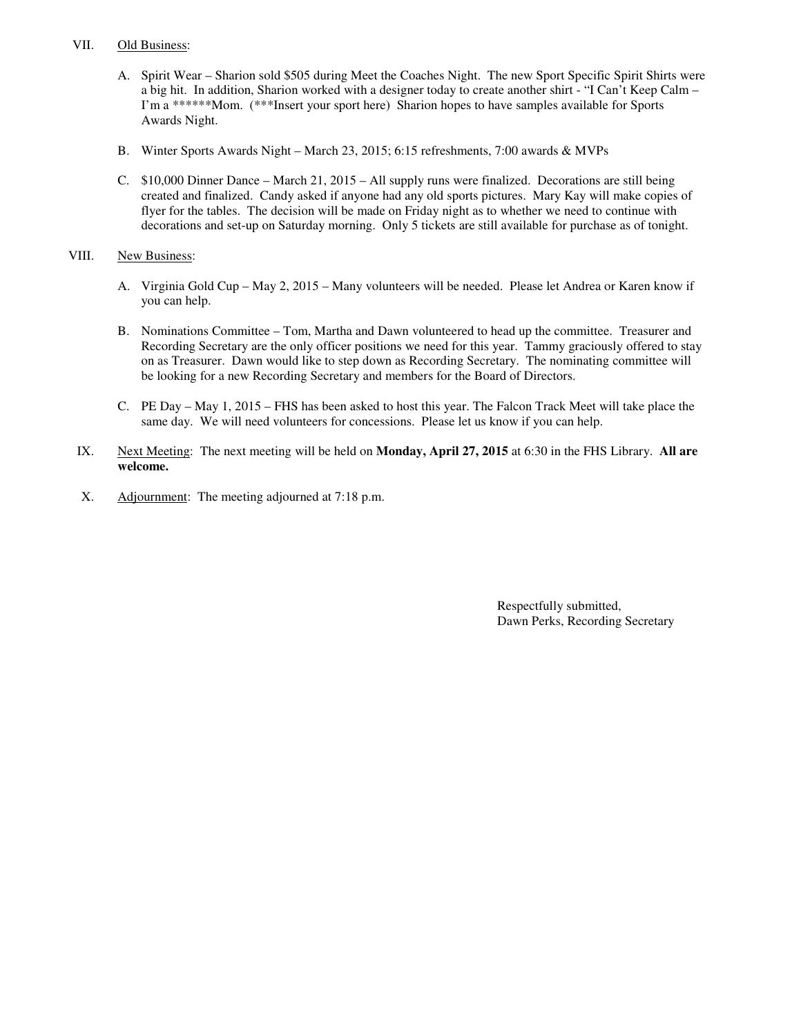VII. <u>Old Business</u>:

A. Spirit Wear – Sharion sold $505 during Meet the Coaches Night. The new Sport Specific Spirit Shirts were a big hit. In addition, Sharion worked with a designer today to create another shirt - "I Can't Keep Calm – I'm a ******Mom. (***Insert your sport here) Sharion hopes to have samples available for Sports Awards Night.

B. Winter Sports Awards Night – March 23, 2015; 6:15 refreshments, 7:00 awards & MVPs

C. $10,000 Dinner Dance – March 21, 2015 – All supply runs were finalized. Decorations are still being created and finalized. Candy asked if anyone had any old sports pictures. Mary Kay will make copies of flyer for the tables. The decision will be made on Friday night as to whether we need to continue with decorations and set-up on Saturday morning. Only 5 tickets are still available for purchase as of tonight.

VIII. <u>New Business</u>:

A. Virginia Gold Cup – May 2, 2015 – Many volunteers will be needed. Please let Andrea or Karen know if you can help.

B. Nominations Committee – Tom, Martha and Dawn volunteered to head up the committee. Treasurer and Recording Secretary are the only officer positions we need for this year. Tammy graciously offered to stay on as Treasurer. Dawn would like to step down as Recording Secretary. The nominating committee will be looking for a new Recording Secretary and members for the Board of Directors.

C. PE Day – May 1, 2015 – FHS has been asked to host this year. The Falcon Track Meet will take place the same day. We will need volunteers for concessions. Please let us know if you can help.

IX. <u>Next Meeting</u>: The next meeting will be held on **Monday, April 27, 2015** at 6:30 in the FHS Library. **All are welcome.**

X. <u>Adjournment</u>: The meeting adjourned at 7:18 p.m.

Respectfully submitted,
Dawn Perks, Recording Secretary